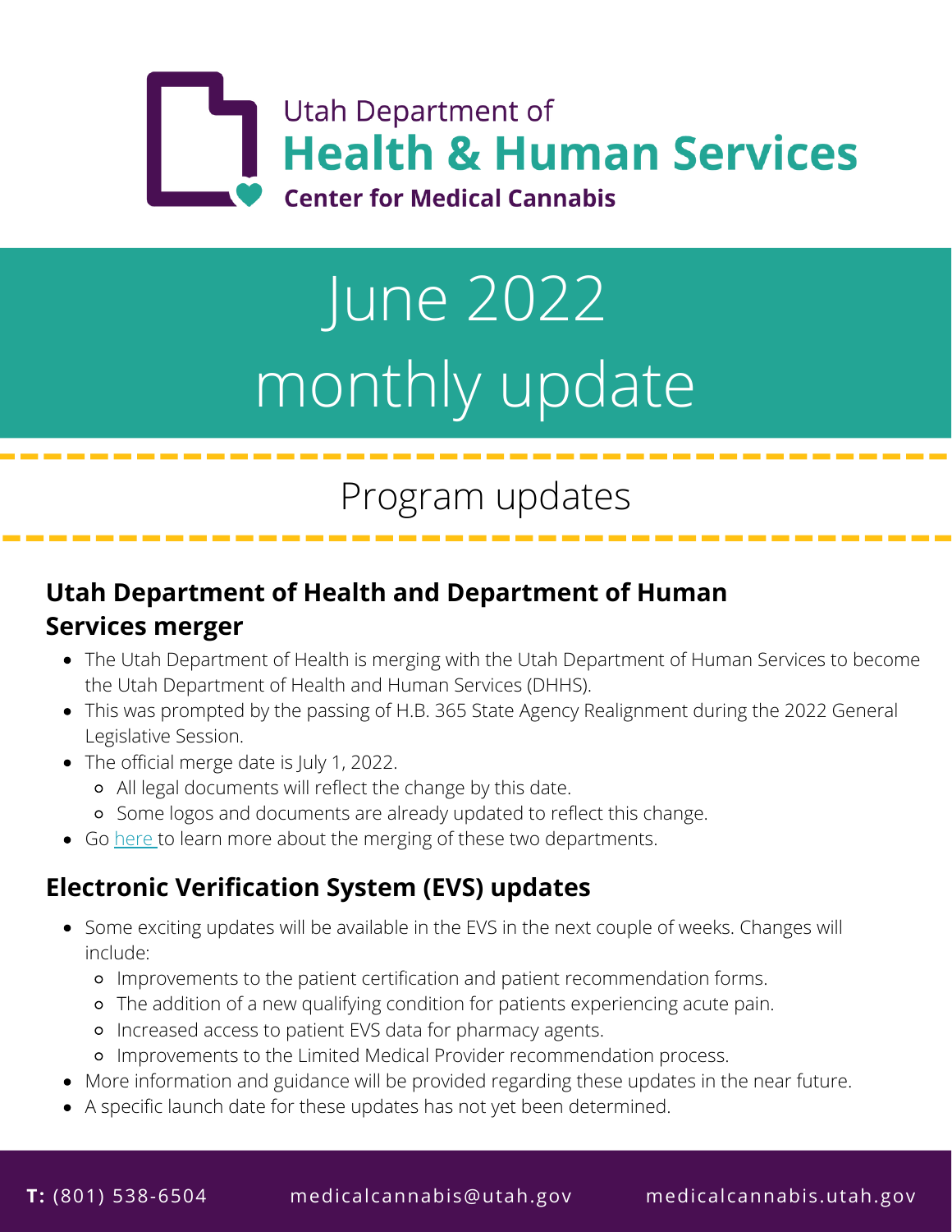Utah Department of
**Health & Human Services**
**Center for Medical Cannabis**

# June 2022 monthly update

## Program updates

### Utah Department of Health and Department of Human Services merger

- The Utah Department of Health is merging with the Utah Department of Human Services to become the Utah Department of Health and Human Services (DHHS).
- This was prompted by the passing of H.B. 365 State Agency Realignment during the 2022 General Legislative Session.
- The official merge date is July 1, 2022.
  - All legal documents will reflect the change by this date.
  - Some logos and documents are already updated to reflect this change.
- Go here to learn more about the merging of these two departments.

### Electronic Verification System (EVS) updates

- Some exciting updates will be available in the EVS in the next couple of weeks. Changes will include:
  - Improvements to the patient certification and patient recommendation forms.
  - The addition of a new qualifying condition for patients experiencing acute pain.
  - Increased access to patient EVS data for pharmacy agents.
  - Improvements to the Limited Medical Provider recommendation process.
- More information and guidance will be provided regarding these updates in the near future.
- A specific launch date for these updates has not yet been determined.

**T:** (801) 538-6504 medicalcannabis@utah.gov medicalcannabis.utah.gov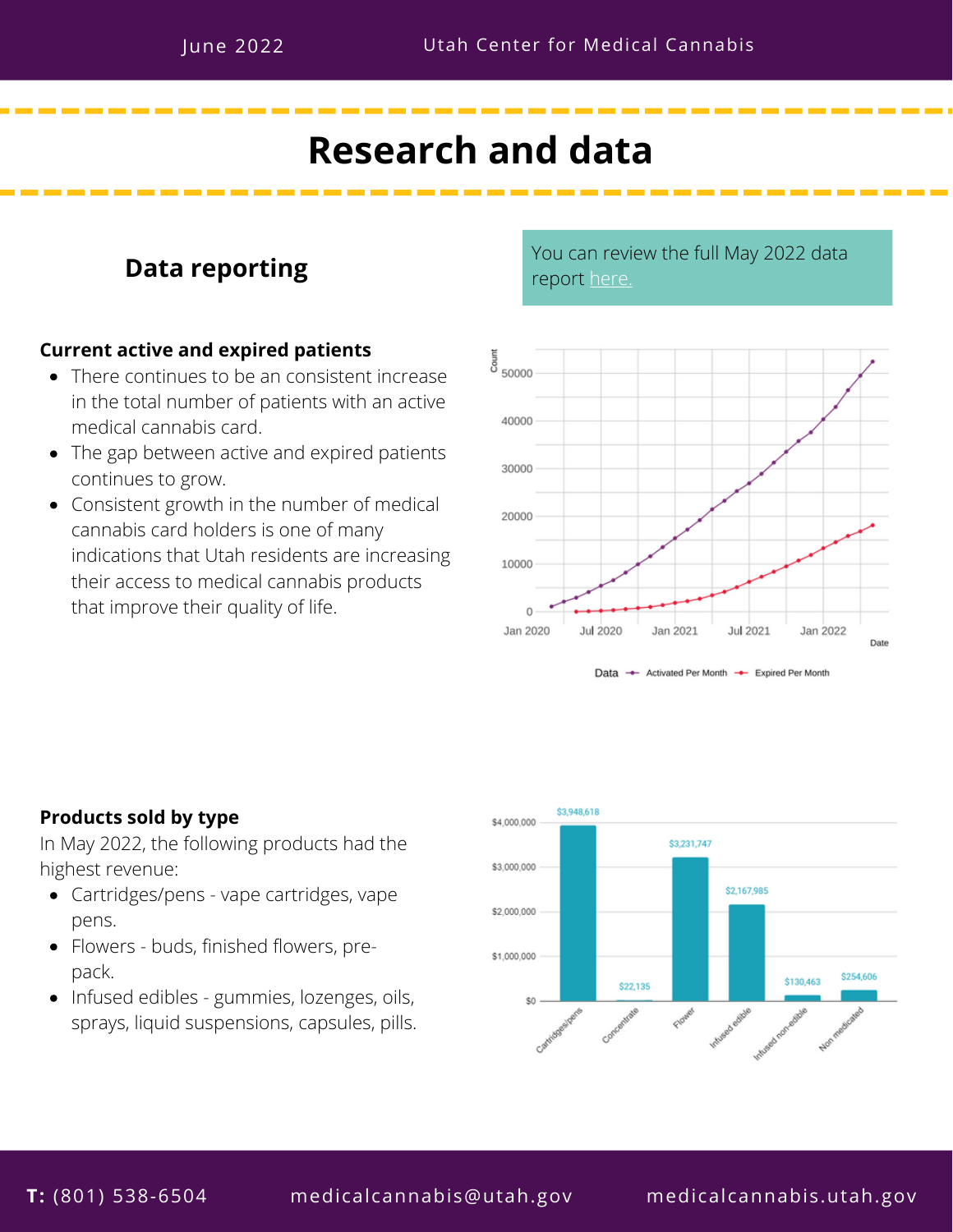# Research and data

## Data reporting

You can review the full May 2022 data report here.

### Current active and expired patients

- There continues to be an consistent increase in the total number of patients with an active medical cannabis card.
- The gap between active and expired patients continues to grow.
- Consistent growth in the number of medical cannabis card holders is one of many indications that Utah residents are increasing their access to medical cannabis products that improve their quality of life.

### Products sold by type

In May 2022, the following products had the highest revenue:

- Cartridges/pens - vape cartridges, vape pens.
- Flowers - buds, finished flowers, pre-pack.
- Infused edibles - gummies, lozenges, oils, sprays, liquid suspensions, capsules, pills.

| Product type | Revenue |
|---|---|
| Cartridges/pens | $3,948,618 |
| Concentrate | $22,135 |
| Flower | $3,231,747 |
| Infused edible | $2,167,985 |
| Infused non-edible | $130,463 |
| Non medicated | $254,606 |

**T:** (801) 538-6504 medicalcannabis@utah.gov medicalcannabis.utah.gov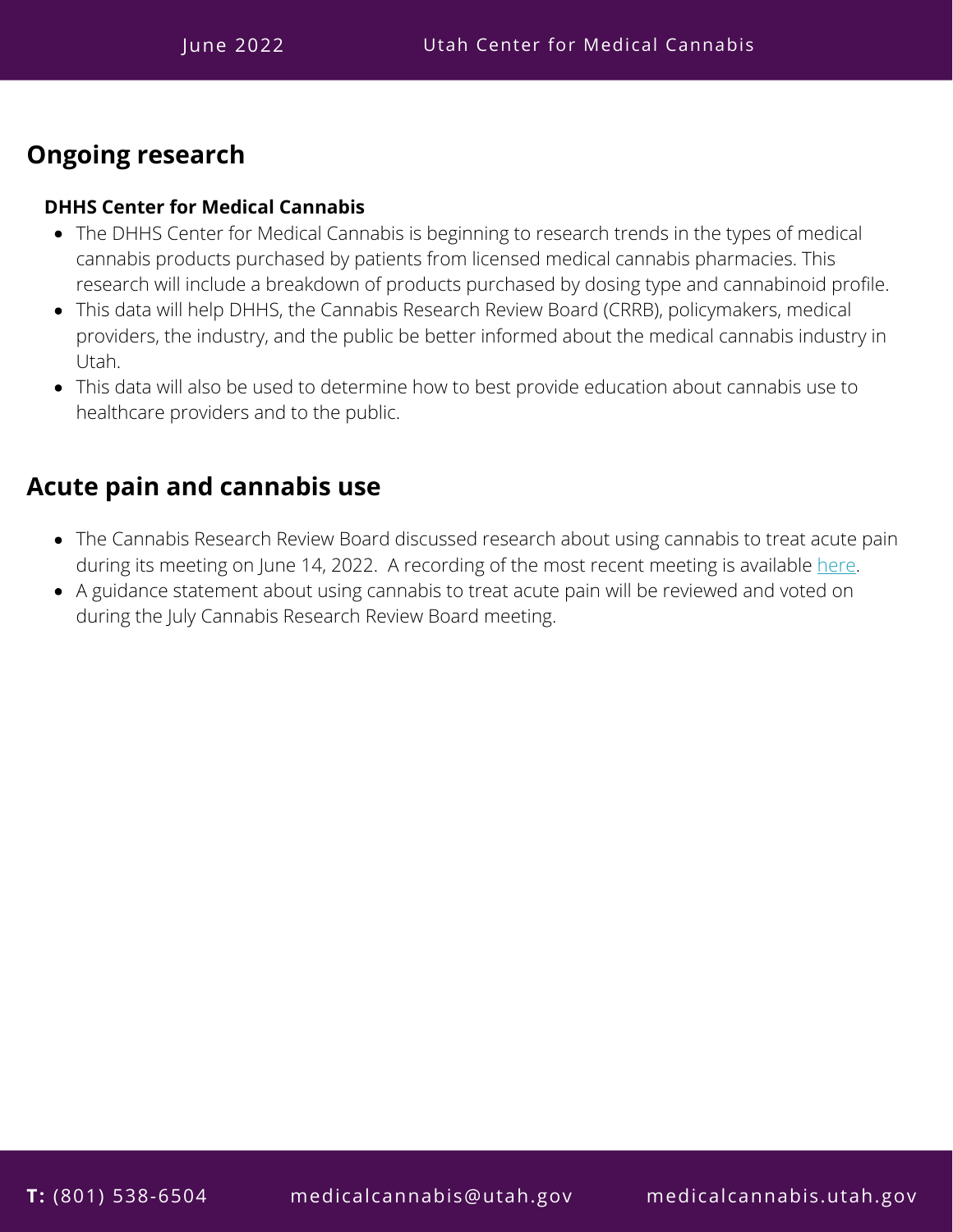## Ongoing research

### DHHS Center for Medical Cannabis

- The DHHS Center for Medical Cannabis is beginning to research trends in the types of medical cannabis products purchased by patients from licensed medical cannabis pharmacies. This research will include a breakdown of products purchased by dosing type and cannabinoid profile.
- This data will help DHHS, the Cannabis Research Review Board (CRRB), policymakers, medical providers, the industry, and the public be better informed about the medical cannabis industry in Utah.
- This data will also be used to determine how to best provide education about cannabis use to healthcare providers and to the public.

## Acute pain and cannabis use

- The Cannabis Research Review Board discussed research about using cannabis to treat acute pain during its meeting on June 14, 2022. A recording of the most recent meeting is available here.
- A guidance statement about using cannabis to treat acute pain will be reviewed and voted on during the July Cannabis Research Review Board meeting.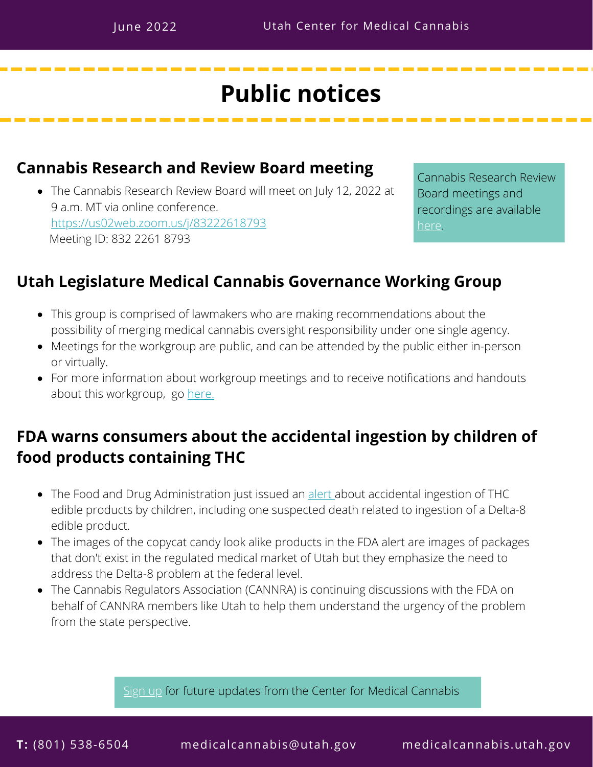# Public notices

## Cannabis Research and Review Board meeting

- The Cannabis Research Review Board will meet on July 12, 2022 at 9 a.m. MT via online conference. https://us02web.zoom.us/j/83222618793
  Meeting ID: 832 2261 8793

Cannabis Research Review Board meetings and recordings are available here.

## Utah Legislature Medical Cannabis Governance Working Group

- This group is comprised of lawmakers who are making recommendations about the possibility of merging medical cannabis oversight responsibility under one single agency.
- Meetings for the workgroup are public, and can be attended by the public either in-person or virtually.
- For more information about workgroup meetings and to receive notifications and handouts about this workgroup, go here.

## FDA warns consumers about the accidental ingestion by children of food products containing THC

- The Food and Drug Administration just issued an alert about accidental ingestion of THC edible products by children, including one suspected death related to ingestion of a Delta-8 edible product.
- The images of the copycat candy look alike products in the FDA alert are images of packages that don't exist in the regulated medical market of Utah but they emphasize the need to address the Delta-8 problem at the federal level.
- The Cannabis Regulators Association (CANNRA) is continuing discussions with the FDA on behalf of CANNRA members like Utah to help them understand the urgency of the problem from the state perspective.

Sign up for future updates from the Center for Medical Cannabis

**T:** (801) 538-6504 medicalcannabis@utah.gov medicalcannabis.utah.gov